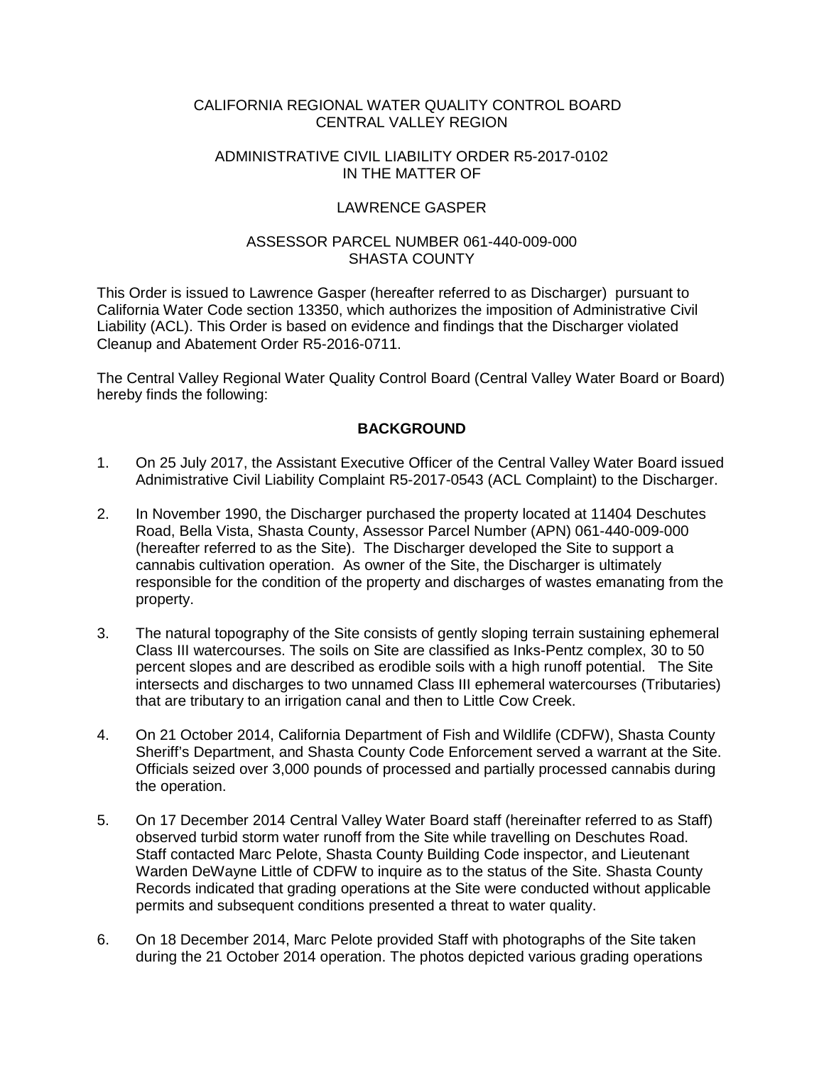CALIFORNIA REGIONAL WATER QUALITY CONTROL BOARD
CENTRAL VALLEY REGION

ADMINISTRATIVE CIVIL LIABILITY ORDER R5-2017-0102
IN THE MATTER OF

LAWRENCE GASPER

ASSESSOR PARCEL NUMBER 061-440-009-000
SHASTA COUNTY

This Order is issued to Lawrence Gasper (hereafter referred to as Discharger) pursuant to California Water Code section 13350, which authorizes the imposition of Administrative Civil Liability (ACL). This Order is based on evidence and findings that the Discharger violated Cleanup and Abatement Order R5-2016-0711.

The Central Valley Regional Water Quality Control Board (Central Valley Water Board or Board) hereby finds the following:

## BACKGROUND

1. On 25 July 2017, the Assistant Executive Officer of the Central Valley Water Board issued Adnimistrative Civil Liability Complaint R5-2017-0543 (ACL Complaint) to the Discharger.

2. In November 1990, the Discharger purchased the property located at 11404 Deschutes Road, Bella Vista, Shasta County, Assessor Parcel Number (APN) 061-440-009-000 (hereafter referred to as the Site). The Discharger developed the Site to support a cannabis cultivation operation. As owner of the Site, the Discharger is ultimately responsible for the condition of the property and discharges of wastes emanating from the property.

3. The natural topography of the Site consists of gently sloping terrain sustaining ephemeral Class III watercourses. The soils on Site are classified as Inks-Pentz complex, 30 to 50 percent slopes and are described as erodible soils with a high runoff potential. The Site intersects and discharges to two unnamed Class III ephemeral watercourses (Tributaries) that are tributary to an irrigation canal and then to Little Cow Creek.

4. On 21 October 2014, California Department of Fish and Wildlife (CDFW), Shasta County Sheriff's Department, and Shasta County Code Enforcement served a warrant at the Site. Officials seized over 3,000 pounds of processed and partially processed cannabis during the operation.

5. On 17 December 2014 Central Valley Water Board staff (hereinafter referred to as Staff) observed turbid storm water runoff from the Site while travelling on Deschutes Road. Staff contacted Marc Pelote, Shasta County Building Code inspector, and Lieutenant Warden DeWayne Little of CDFW to inquire as to the status of the Site. Shasta County Records indicated that grading operations at the Site were conducted without applicable permits and subsequent conditions presented a threat to water quality.

6. On 18 December 2014, Marc Pelote provided Staff with photographs of the Site taken during the 21 October 2014 operation. The photos depicted various grading operations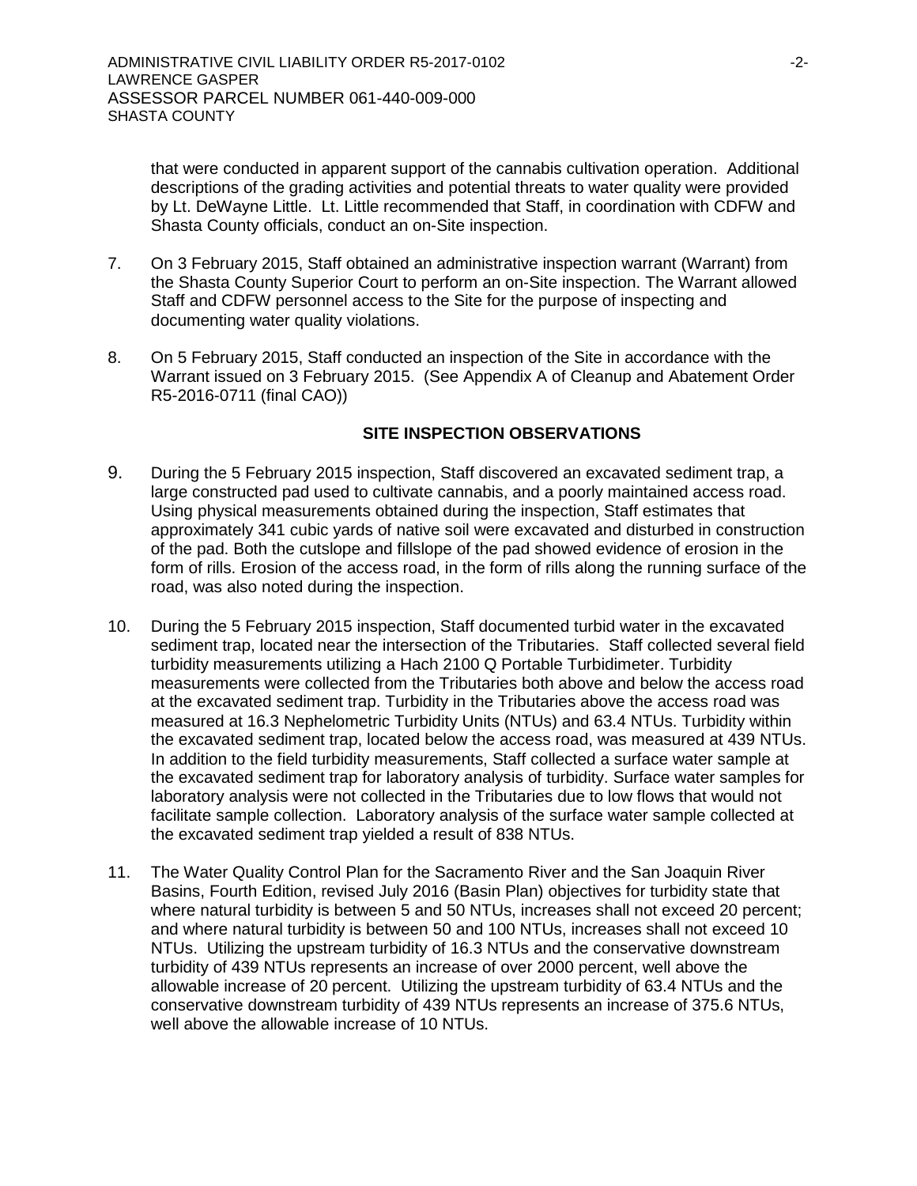that were conducted in apparent support of the cannabis cultivation operation. Additional descriptions of the grading activities and potential threats to water quality were provided by Lt. DeWayne Little. Lt. Little recommended that Staff, in coordination with CDFW and Shasta County officials, conduct an on-Site inspection.

7. On 3 February 2015, Staff obtained an administrative inspection warrant (Warrant) from the Shasta County Superior Court to perform an on-Site inspection. The Warrant allowed Staff and CDFW personnel access to the Site for the purpose of inspecting and documenting water quality violations.

8. On 5 February 2015, Staff conducted an inspection of the Site in accordance with the Warrant issued on 3 February 2015. (See Appendix A of Cleanup and Abatement Order R5-2016-0711 (final CAO))

## SITE INSPECTION OBSERVATIONS

9. During the 5 February 2015 inspection, Staff discovered an excavated sediment trap, a large constructed pad used to cultivate cannabis, and a poorly maintained access road. Using physical measurements obtained during the inspection, Staff estimates that approximately 341 cubic yards of native soil were excavated and disturbed in construction of the pad. Both the cutslope and fillslope of the pad showed evidence of erosion in the form of rills. Erosion of the access road, in the form of rills along the running surface of the road, was also noted during the inspection.

10. During the 5 February 2015 inspection, Staff documented turbid water in the excavated sediment trap, located near the intersection of the Tributaries. Staff collected several field turbidity measurements utilizing a Hach 2100 Q Portable Turbidimeter. Turbidity measurements were collected from the Tributaries both above and below the access road at the excavated sediment trap. Turbidity in the Tributaries above the access road was measured at 16.3 Nephelometric Turbidity Units (NTUs) and 63.4 NTUs. Turbidity within the excavated sediment trap, located below the access road, was measured at 439 NTUs. In addition to the field turbidity measurements, Staff collected a surface water sample at the excavated sediment trap for laboratory analysis of turbidity. Surface water samples for laboratory analysis were not collected in the Tributaries due to low flows that would not facilitate sample collection. Laboratory analysis of the surface water sample collected at the excavated sediment trap yielded a result of 838 NTUs.

11. The Water Quality Control Plan for the Sacramento River and the San Joaquin River Basins, Fourth Edition, revised July 2016 (Basin Plan) objectives for turbidity state that where natural turbidity is between 5 and 50 NTUs, increases shall not exceed 20 percent; and where natural turbidity is between 50 and 100 NTUs, increases shall not exceed 10 NTUs. Utilizing the upstream turbidity of 16.3 NTUs and the conservative downstream turbidity of 439 NTUs represents an increase of over 2000 percent, well above the allowable increase of 20 percent. Utilizing the upstream turbidity of 63.4 NTUs and the conservative downstream turbidity of 439 NTUs represents an increase of 375.6 NTUs, well above the allowable increase of 10 NTUs.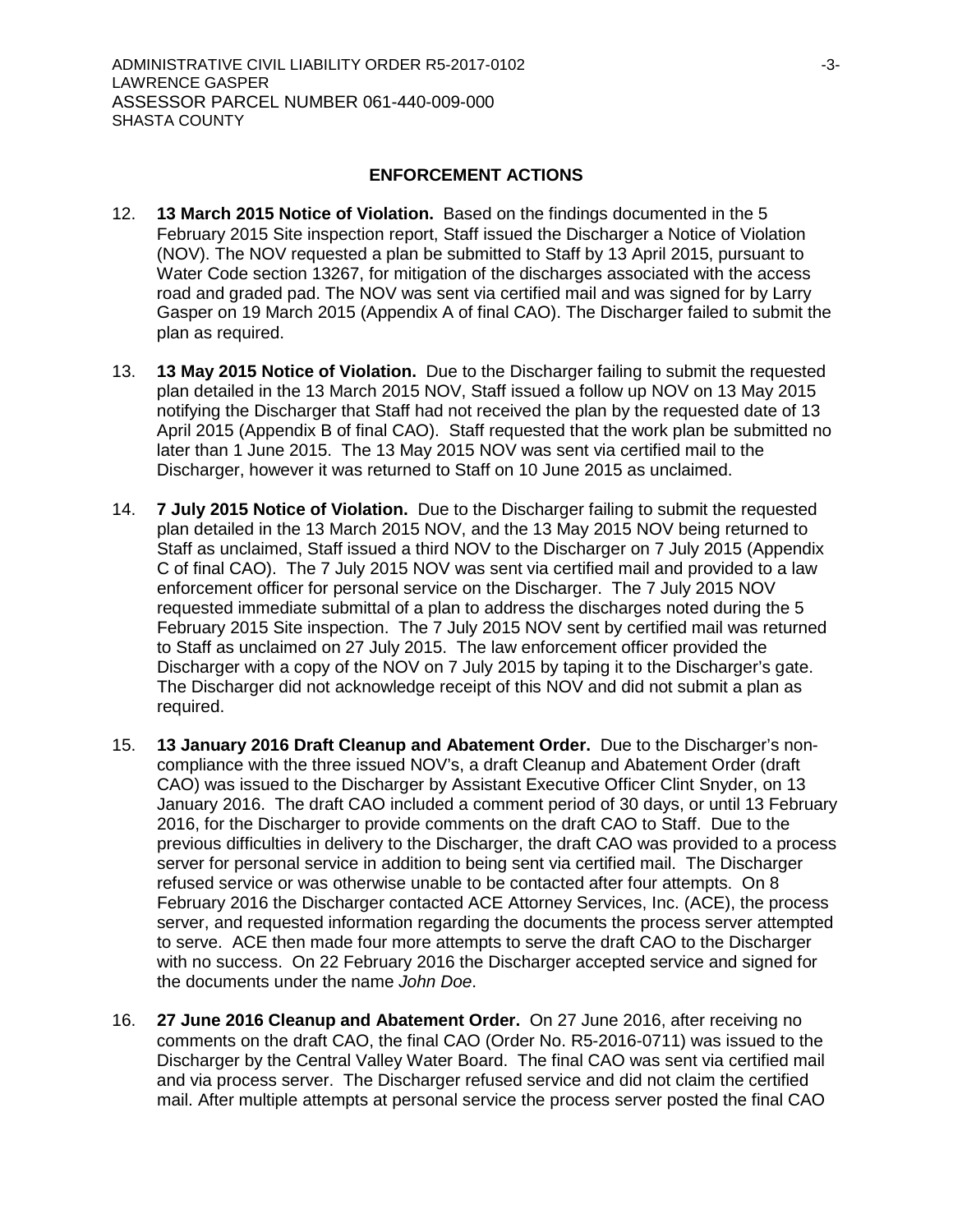## ENFORCEMENT ACTIONS

12. **13 March 2015 Notice of Violation.** Based on the findings documented in the 5 February 2015 Site inspection report, Staff issued the Discharger a Notice of Violation (NOV). The NOV requested a plan be submitted to Staff by 13 April 2015, pursuant to Water Code section 13267, for mitigation of the discharges associated with the access road and graded pad. The NOV was sent via certified mail and was signed for by Larry Gasper on 19 March 2015 (Appendix A of final CAO). The Discharger failed to submit the plan as required.

13. **13 May 2015 Notice of Violation.** Due to the Discharger failing to submit the requested plan detailed in the 13 March 2015 NOV, Staff issued a follow up NOV on 13 May 2015 notifying the Discharger that Staff had not received the plan by the requested date of 13 April 2015 (Appendix B of final CAO). Staff requested that the work plan be submitted no later than 1 June 2015. The 13 May 2015 NOV was sent via certified mail to the Discharger, however it was returned to Staff on 10 June 2015 as unclaimed.

14. **7 July 2015 Notice of Violation.** Due to the Discharger failing to submit the requested plan detailed in the 13 March 2015 NOV, and the 13 May 2015 NOV being returned to Staff as unclaimed, Staff issued a third NOV to the Discharger on 7 July 2015 (Appendix C of final CAO). The 7 July 2015 NOV was sent via certified mail and provided to a law enforcement officer for personal service on the Discharger. The 7 July 2015 NOV requested immediate submittal of a plan to address the discharges noted during the 5 February 2015 Site inspection. The 7 July 2015 NOV sent by certified mail was returned to Staff as unclaimed on 27 July 2015. The law enforcement officer provided the Discharger with a copy of the NOV on 7 July 2015 by taping it to the Discharger's gate. The Discharger did not acknowledge receipt of this NOV and did not submit a plan as required.

15. **13 January 2016 Draft Cleanup and Abatement Order.** Due to the Discharger's non-compliance with the three issued NOV's, a draft Cleanup and Abatement Order (draft CAO) was issued to the Discharger by Assistant Executive Officer Clint Snyder, on 13 January 2016. The draft CAO included a comment period of 30 days, or until 13 February 2016, for the Discharger to provide comments on the draft CAO to Staff. Due to the previous difficulties in delivery to the Discharger, the draft CAO was provided to a process server for personal service in addition to being sent via certified mail. The Discharger refused service or was otherwise unable to be contacted after four attempts. On 8 February 2016 the Discharger contacted ACE Attorney Services, Inc. (ACE), the process server, and requested information regarding the documents the process server attempted to serve. ACE then made four more attempts to serve the draft CAO to the Discharger with no success. On 22 February 2016 the Discharger accepted service and signed for the documents under the name *John Doe*.

16. **27 June 2016 Cleanup and Abatement Order.** On 27 June 2016, after receiving no comments on the draft CAO, the final CAO (Order No. R5-2016-0711) was issued to the Discharger by the Central Valley Water Board. The final CAO was sent via certified mail and via process server. The Discharger refused service and did not claim the certified mail. After multiple attempts at personal service the process server posted the final CAO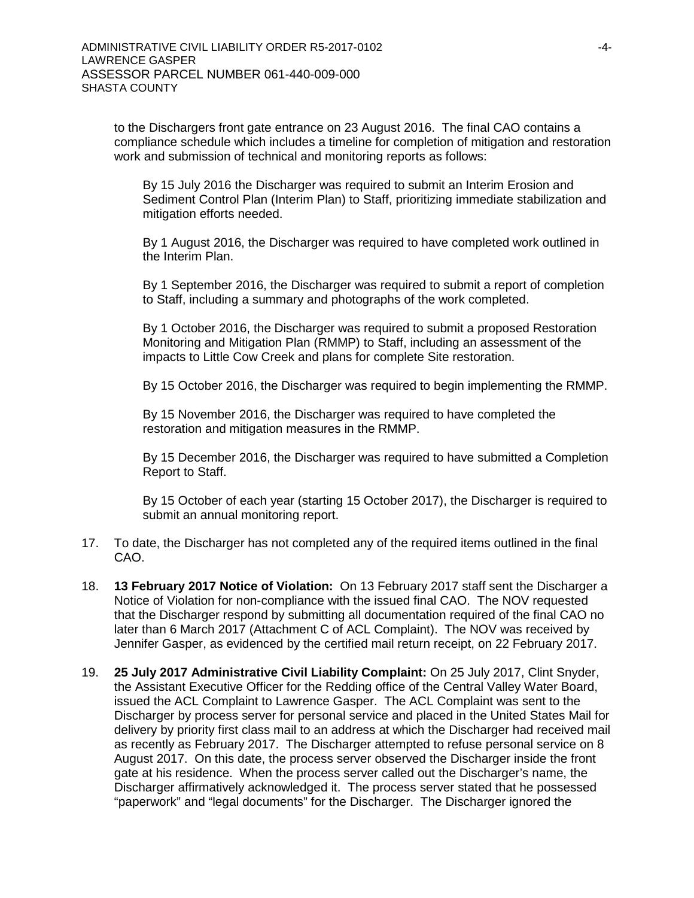to the Dischargers front gate entrance on 23 August 2016. The final CAO contains a compliance schedule which includes a timeline for completion of mitigation and restoration work and submission of technical and monitoring reports as follows:

By 15 July 2016 the Discharger was required to submit an Interim Erosion and Sediment Control Plan (Interim Plan) to Staff, prioritizing immediate stabilization and mitigation efforts needed.

By 1 August 2016, the Discharger was required to have completed work outlined in the Interim Plan.

By 1 September 2016, the Discharger was required to submit a report of completion to Staff, including a summary and photographs of the work completed.

By 1 October 2016, the Discharger was required to submit a proposed Restoration Monitoring and Mitigation Plan (RMMP) to Staff, including an assessment of the impacts to Little Cow Creek and plans for complete Site restoration.

By 15 October 2016, the Discharger was required to begin implementing the RMMP.

By 15 November 2016, the Discharger was required to have completed the restoration and mitigation measures in the RMMP.

By 15 December 2016, the Discharger was required to have submitted a Completion Report to Staff.

By 15 October of each year (starting 15 October 2017), the Discharger is required to submit an annual monitoring report.

17. To date, the Discharger has not completed any of the required items outlined in the final CAO.

18. **13 February 2017 Notice of Violation:** On 13 February 2017 staff sent the Discharger a Notice of Violation for non-compliance with the issued final CAO. The NOV requested that the Discharger respond by submitting all documentation required of the final CAO no later than 6 March 2017 (Attachment C of ACL Complaint). The NOV was received by Jennifer Gasper, as evidenced by the certified mail return receipt, on 22 February 2017.

19. **25 July 2017 Administrative Civil Liability Complaint:** On 25 July 2017, Clint Snyder, the Assistant Executive Officer for the Redding office of the Central Valley Water Board, issued the ACL Complaint to Lawrence Gasper. The ACL Complaint was sent to the Discharger by process server for personal service and placed in the United States Mail for delivery by priority first class mail to an address at which the Discharger had received mail as recently as February 2017. The Discharger attempted to refuse personal service on 8 August 2017. On this date, the process server observed the Discharger inside the front gate at his residence. When the process server called out the Discharger's name, the Discharger affirmatively acknowledged it. The process server stated that he possessed "paperwork" and "legal documents" for the Discharger. The Discharger ignored the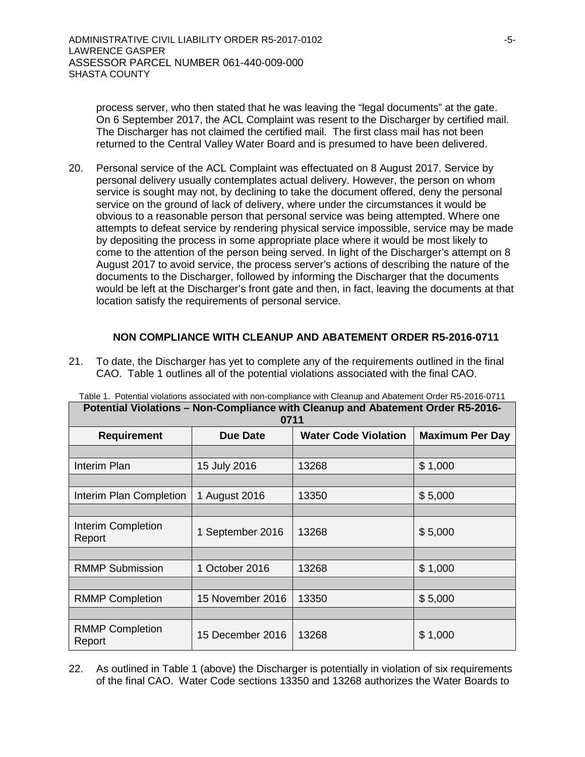process server, who then stated that he was leaving the "legal documents" at the gate. On 6 September 2017, the ACL Complaint was resent to the Discharger by certified mail. The Discharger has not claimed the certified mail. The first class mail has not been returned to the Central Valley Water Board and is presumed to have been delivered.

20. Personal service of the ACL Complaint was effectuated on 8 August 2017. Service by personal delivery usually contemplates actual delivery. However, the person on whom service is sought may not, by declining to take the document offered, deny the personal service on the ground of lack of delivery, where under the circumstances it would be obvious to a reasonable person that personal service was being attempted. Where one attempts to defeat service by rendering physical service impossible, service may be made by depositing the process in some appropriate place where it would be most likely to come to the attention of the person being served. In light of the Discharger's attempt on 8 August 2017 to avoid service, the process server's actions of describing the nature of the documents to the Discharger, followed by informing the Discharger that the documents would be left at the Discharger's front gate and then, in fact, leaving the documents at that location satisfy the requirements of personal service.

## NON COMPLIANCE WITH CLEANUP AND ABATEMENT ORDER R5-2016-0711

21. To date, the Discharger has yet to complete any of the requirements outlined in the final CAO. Table 1 outlines all of the potential violations associated with the final CAO.

Table 1. Potential violations associated with non-compliance with Cleanup and Abatement Order R5-2016-0711

| Potential Violations – Non-Compliance with Cleanup and Abatement Order R5-2016-0711 | | | |
|---|---|---|---|
| **Requirement** | **Due Date** | **Water Code Violation** | **Maximum Per Day** |
| | | | |
| Interim Plan | 15 July 2016 | 13268 | $ 1,000 |
| | | | |
| Interim Plan Completion | 1 August 2016 | 13350 | $ 5,000 |
| | | | |
| Interim Completion Report | 1 September 2016 | 13268 | $ 5,000 |
| | | | |
| RMMP Submission | 1 October 2016 | 13268 | $ 1,000 |
| | | | |
| RMMP Completion | 15 November 2016 | 13350 | $ 5,000 |
| | | | |
| RMMP Completion Report | 15 December 2016 | 13268 | $ 1,000 |

22. As outlined in Table 1 (above) the Discharger is potentially in violation of six requirements of the final CAO. Water Code sections 13350 and 13268 authorizes the Water Boards to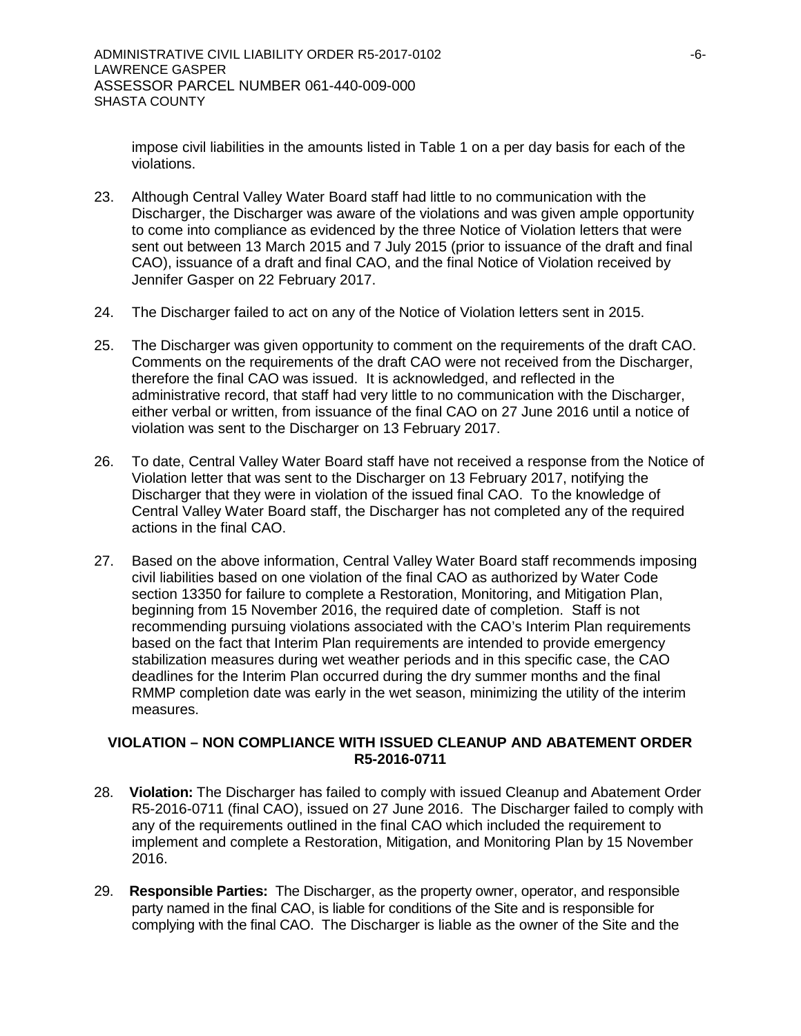impose civil liabilities in the amounts listed in Table 1 on a per day basis for each of the violations.

23. Although Central Valley Water Board staff had little to no communication with the Discharger, the Discharger was aware of the violations and was given ample opportunity to come into compliance as evidenced by the three Notice of Violation letters that were sent out between 13 March 2015 and 7 July 2015 (prior to issuance of the draft and final CAO), issuance of a draft and final CAO, and the final Notice of Violation received by Jennifer Gasper on 22 February 2017.

24. The Discharger failed to act on any of the Notice of Violation letters sent in 2015.

25. The Discharger was given opportunity to comment on the requirements of the draft CAO. Comments on the requirements of the draft CAO were not received from the Discharger, therefore the final CAO was issued. It is acknowledged, and reflected in the administrative record, that staff had very little to no communication with the Discharger, either verbal or written, from issuance of the final CAO on 27 June 2016 until a notice of violation was sent to the Discharger on 13 February 2017.

26. To date, Central Valley Water Board staff have not received a response from the Notice of Violation letter that was sent to the Discharger on 13 February 2017, notifying the Discharger that they were in violation of the issued final CAO. To the knowledge of Central Valley Water Board staff, the Discharger has not completed any of the required actions in the final CAO.

27. Based on the above information, Central Valley Water Board staff recommends imposing civil liabilities based on one violation of the final CAO as authorized by Water Code section 13350 for failure to complete a Restoration, Monitoring, and Mitigation Plan, beginning from 15 November 2016, the required date of completion. Staff is not recommending pursuing violations associated with the CAO's Interim Plan requirements based on the fact that Interim Plan requirements are intended to provide emergency stabilization measures during wet weather periods and in this specific case, the CAO deadlines for the Interim Plan occurred during the dry summer months and the final RMMP completion date was early in the wet season, minimizing the utility of the interim measures.

## VIOLATION – NON COMPLIANCE WITH ISSUED CLEANUP AND ABATEMENT ORDER R5-2016-0711

28. **Violation:** The Discharger has failed to comply with issued Cleanup and Abatement Order R5-2016-0711 (final CAO), issued on 27 June 2016. The Discharger failed to comply with any of the requirements outlined in the final CAO which included the requirement to implement and complete a Restoration, Mitigation, and Monitoring Plan by 15 November 2016.

29. **Responsible Parties:** The Discharger, as the property owner, operator, and responsible party named in the final CAO, is liable for conditions of the Site and is responsible for complying with the final CAO. The Discharger is liable as the owner of the Site and the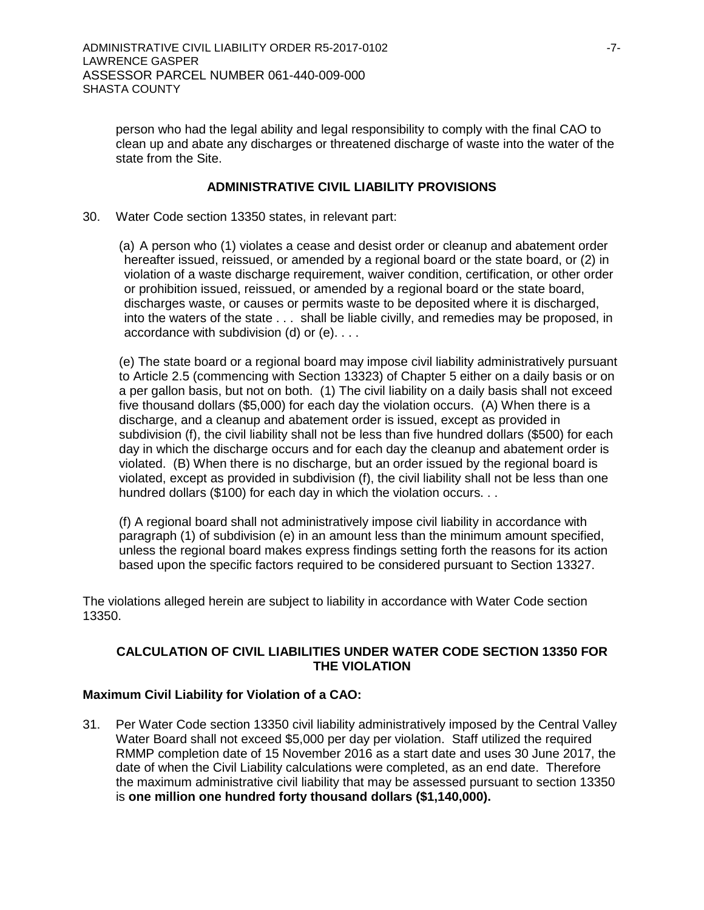person who had the legal ability and legal responsibility to comply with the final CAO to clean up and abate any discharges or threatened discharge of waste into the water of the state from the Site.

## ADMINISTRATIVE CIVIL LIABILITY PROVISIONS

30. Water Code section 13350 states, in relevant part:

    (a) A person who (1) violates a cease and desist order or cleanup and abatement order hereafter issued, reissued, or amended by a regional board or the state board, or (2) in violation of a waste discharge requirement, waiver condition, certification, or other order or prohibition issued, reissued, or amended by a regional board or the state board, discharges waste, or causes or permits waste to be deposited where it is discharged, into the waters of the state . . . shall be liable civilly, and remedies may be proposed, in accordance with subdivision (d) or (e). . . .

    (e) The state board or a regional board may impose civil liability administratively pursuant to Article 2.5 (commencing with Section 13323) of Chapter 5 either on a daily basis or on a per gallon basis, but not on both. (1) The civil liability on a daily basis shall not exceed five thousand dollars ($5,000) for each day the violation occurs. (A) When there is a discharge, and a cleanup and abatement order is issued, except as provided in subdivision (f), the civil liability shall not be less than five hundred dollars ($500) for each day in which the discharge occurs and for each day the cleanup and abatement order is violated. (B) When there is no discharge, but an order issued by the regional board is violated, except as provided in subdivision (f), the civil liability shall not be less than one hundred dollars ($100) for each day in which the violation occurs. . .

    (f) A regional board shall not administratively impose civil liability in accordance with paragraph (1) of subdivision (e) in an amount less than the minimum amount specified, unless the regional board makes express findings setting forth the reasons for its action based upon the specific factors required to be considered pursuant to Section 13327.

The violations alleged herein are subject to liability in accordance with Water Code section 13350.

## CALCULATION OF CIVIL LIABILITIES UNDER WATER CODE SECTION 13350 FOR THE VIOLATION

### Maximum Civil Liability for Violation of a CAO:

31. Per Water Code section 13350 civil liability administratively imposed by the Central Valley Water Board shall not exceed $5,000 per day per violation. Staff utilized the required RMMP completion date of 15 November 2016 as a start date and uses 30 June 2017, the date of when the Civil Liability calculations were completed, as an end date. Therefore the maximum administrative civil liability that may be assessed pursuant to section 13350 is **one million one hundred forty thousand dollars ($1,140,000).**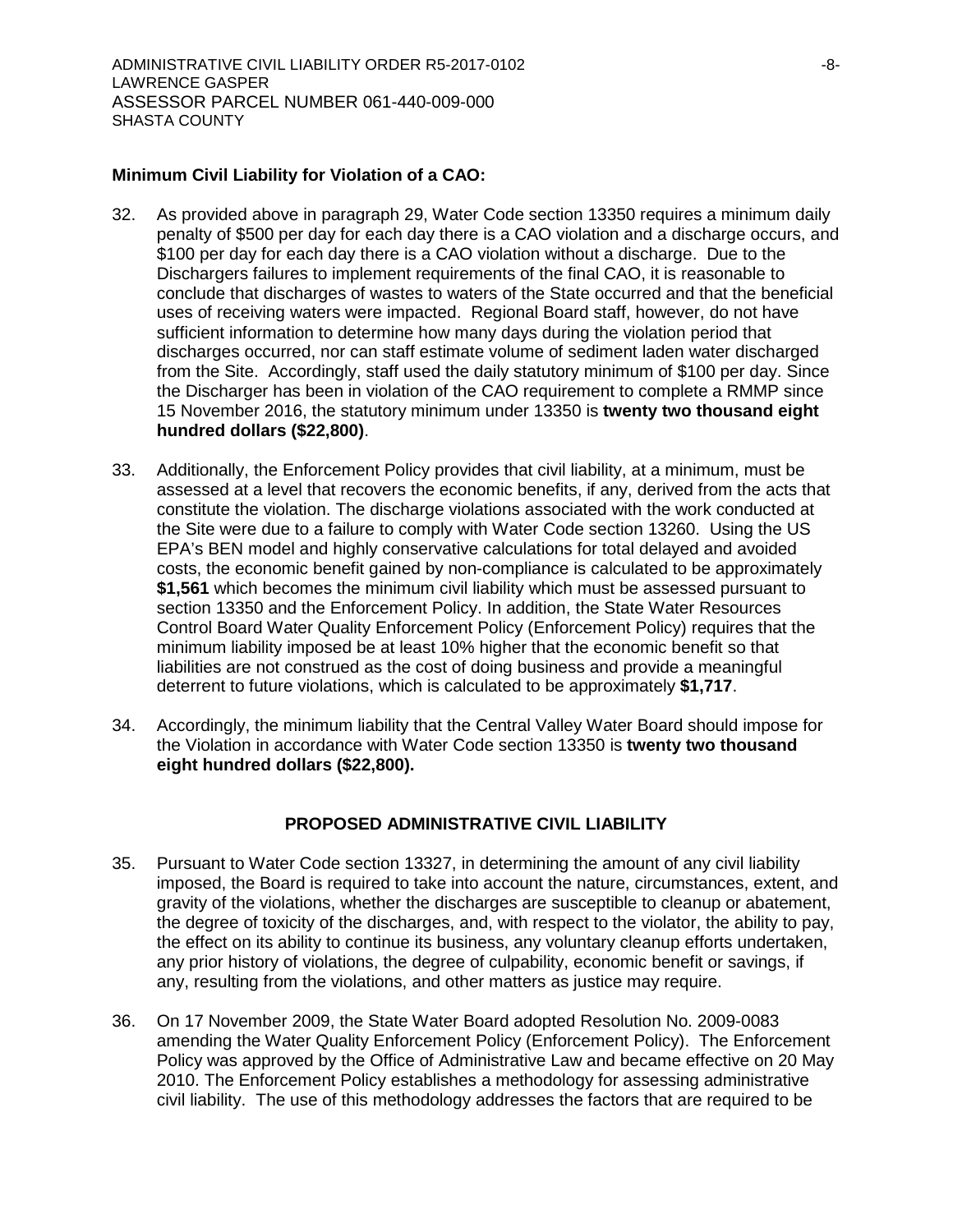**Minimum Civil Liability for Violation of a CAO:**

32. As provided above in paragraph 29, Water Code section 13350 requires a minimum daily penalty of $500 per day for each day there is a CAO violation and a discharge occurs, and $100 per day for each day there is a CAO violation without a discharge. Due to the Dischargers failures to implement requirements of the final CAO, it is reasonable to conclude that discharges of wastes to waters of the State occurred and that the beneficial uses of receiving waters were impacted. Regional Board staff, however, do not have sufficient information to determine how many days during the violation period that discharges occurred, nor can staff estimate volume of sediment laden water discharged from the Site. Accordingly, staff used the daily statutory minimum of $100 per day. Since the Discharger has been in violation of the CAO requirement to complete a RMMP since 15 November 2016, the statutory minimum under 13350 is **twenty two thousand eight hundred dollars ($22,800)**.

33. Additionally, the Enforcement Policy provides that civil liability, at a minimum, must be assessed at a level that recovers the economic benefits, if any, derived from the acts that constitute the violation. The discharge violations associated with the work conducted at the Site were due to a failure to comply with Water Code section 13260. Using the US EPA's BEN model and highly conservative calculations for total delayed and avoided costs, the economic benefit gained by non-compliance is calculated to be approximately **$1,561** which becomes the minimum civil liability which must be assessed pursuant to section 13350 and the Enforcement Policy. In addition, the State Water Resources Control Board Water Quality Enforcement Policy (Enforcement Policy) requires that the minimum liability imposed be at least 10% higher that the economic benefit so that liabilities are not construed as the cost of doing business and provide a meaningful deterrent to future violations, which is calculated to be approximately **$1,717**.

34. Accordingly, the minimum liability that the Central Valley Water Board should impose for the Violation in accordance with Water Code section 13350 is **twenty two thousand eight hundred dollars ($22,800).**

## PROPOSED ADMINISTRATIVE CIVIL LIABILITY

35. Pursuant to Water Code section 13327, in determining the amount of any civil liability imposed, the Board is required to take into account the nature, circumstances, extent, and gravity of the violations, whether the discharges are susceptible to cleanup or abatement, the degree of toxicity of the discharges, and, with respect to the violator, the ability to pay, the effect on its ability to continue its business, any voluntary cleanup efforts undertaken, any prior history of violations, the degree of culpability, economic benefit or savings, if any, resulting from the violations, and other matters as justice may require.

36. On 17 November 2009, the State Water Board adopted Resolution No. 2009-0083 amending the Water Quality Enforcement Policy (Enforcement Policy). The Enforcement Policy was approved by the Office of Administrative Law and became effective on 20 May 2010. The Enforcement Policy establishes a methodology for assessing administrative civil liability. The use of this methodology addresses the factors that are required to be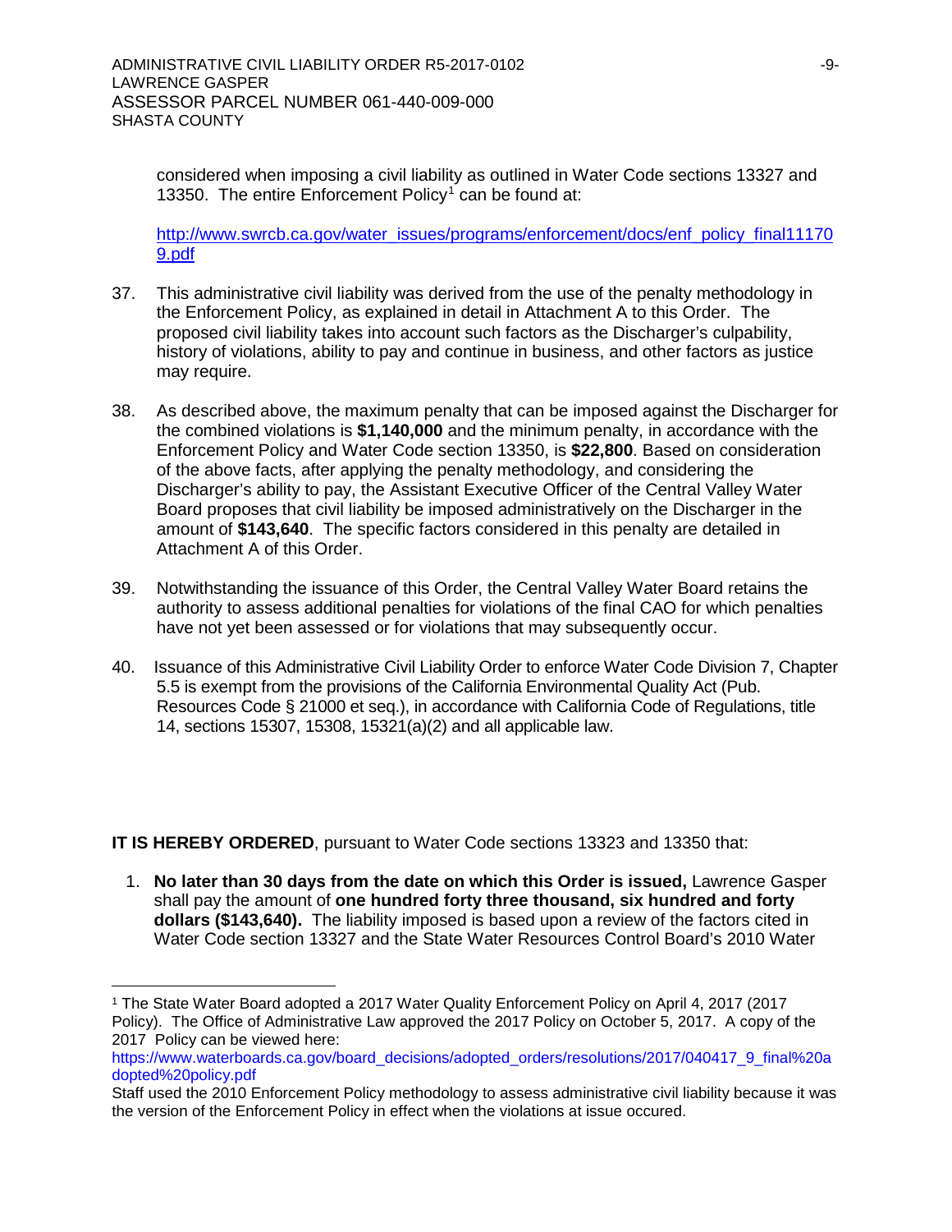considered when imposing a civil liability as outlined in Water Code sections 13327 and 13350. The entire Enforcement Policy[1] can be found at:

http://www.swrcb.ca.gov/water_issues/programs/enforcement/docs/enf_policy_final111709.pdf

37. This administrative civil liability was derived from the use of the penalty methodology in the Enforcement Policy, as explained in detail in Attachment A to this Order. The proposed civil liability takes into account such factors as the Discharger's culpability, history of violations, ability to pay and continue in business, and other factors as justice may require.

38. As described above, the maximum penalty that can be imposed against the Discharger for the combined violations is **$1,140,000** and the minimum penalty, in accordance with the Enforcement Policy and Water Code section 13350, is **$22,800**. Based on consideration of the above facts, after applying the penalty methodology, and considering the Discharger's ability to pay, the Assistant Executive Officer of the Central Valley Water Board proposes that civil liability be imposed administratively on the Discharger in the amount of **$143,640**. The specific factors considered in this penalty are detailed in Attachment A of this Order.

39. Notwithstanding the issuance of this Order, the Central Valley Water Board retains the authority to assess additional penalties for violations of the final CAO for which penalties have not yet been assessed or for violations that may subsequently occur.

40. Issuance of this Administrative Civil Liability Order to enforce Water Code Division 7, Chapter 5.5 is exempt from the provisions of the California Environmental Quality Act (Pub. Resources Code § 21000 et seq.), in accordance with California Code of Regulations, title 14, sections 15307, 15308, 15321(a)(2) and all applicable law.

**IT IS HEREBY ORDERED**, pursuant to Water Code sections 13323 and 13350 that:

1. **No later than 30 days from the date on which this Order is issued,** Lawrence Gasper shall pay the amount of **one hundred forty three thousand, six hundred and forty dollars ($143,640).** The liability imposed is based upon a review of the factors cited in Water Code section 13327 and the State Water Resources Control Board's 2010 Water

---

[1] The State Water Board adopted a 2017 Water Quality Enforcement Policy on April 4, 2017 (2017 Policy). The Office of Administrative Law approved the 2017 Policy on October 5, 2017. A copy of the 2017 Policy can be viewed here:
https://www.waterboards.ca.gov/board_decisions/adopted_orders/resolutions/2017/040417_9_final%20adopted%20policy.pdf
Staff used the 2010 Enforcement Policy methodology to assess administrative civil liability because it was the version of the Enforcement Policy in effect when the violations at issue occured.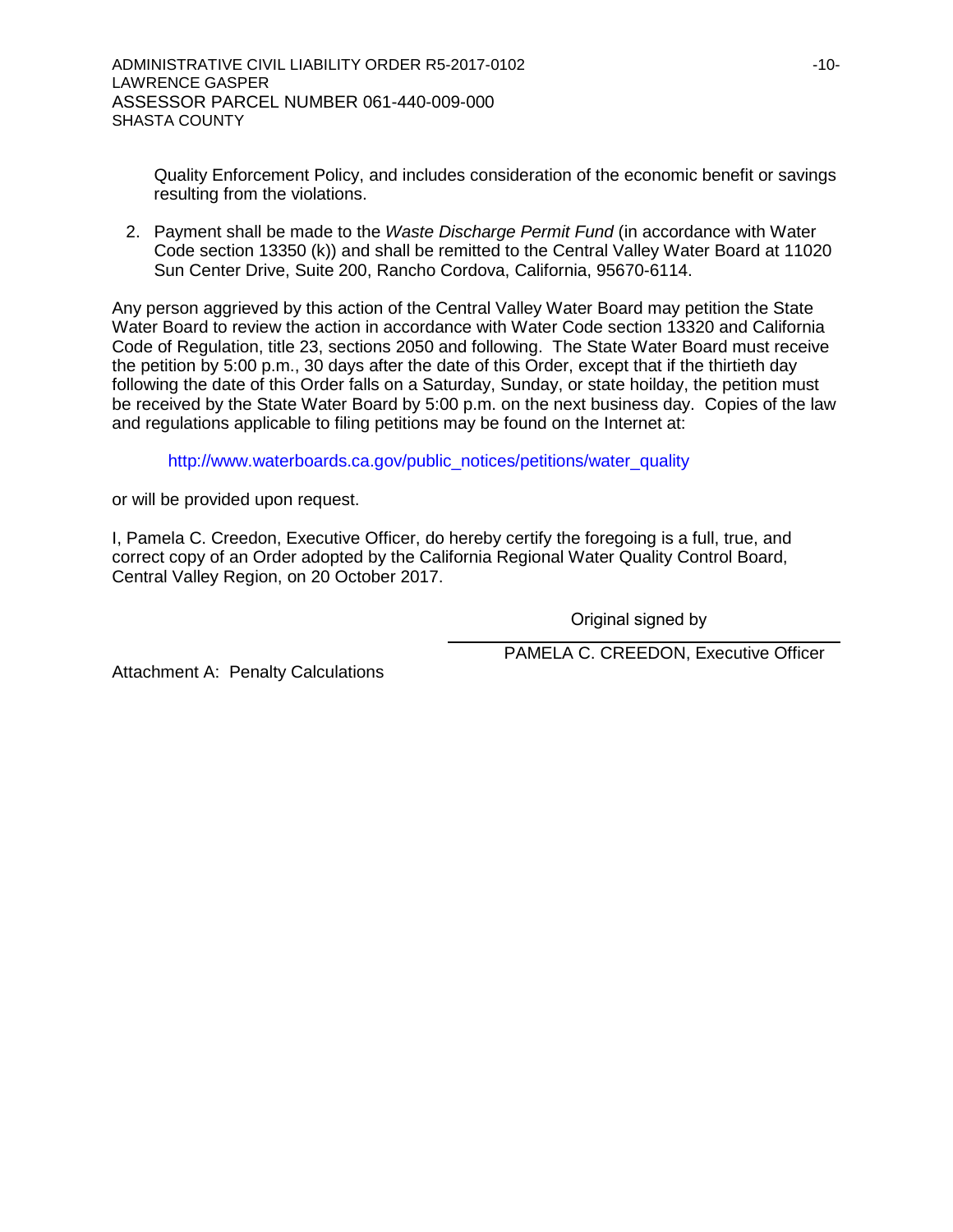Quality Enforcement Policy, and includes consideration of the economic benefit or savings resulting from the violations.

2. Payment shall be made to the *Waste Discharge Permit Fund* (in accordance with Water Code section 13350 (k)) and shall be remitted to the Central Valley Water Board at 11020 Sun Center Drive, Suite 200, Rancho Cordova, California, 95670-6114.

Any person aggrieved by this action of the Central Valley Water Board may petition the State Water Board to review the action in accordance with Water Code section 13320 and California Code of Regulation, title 23, sections 2050 and following. The State Water Board must receive the petition by 5:00 p.m., 30 days after the date of this Order, except that if the thirtieth day following the date of this Order falls on a Saturday, Sunday, or state hoilday, the petition must be received by the State Water Board by 5:00 p.m. on the next business day. Copies of the law and regulations applicable to filing petitions may be found on the Internet at:

http://www.waterboards.ca.gov/public_notices/petitions/water_quality

or will be provided upon request.

I, Pamela C. Creedon, Executive Officer, do hereby certify the foregoing is a full, true, and correct copy of an Order adopted by the California Regional Water Quality Control Board, Central Valley Region, on 20 October 2017.

Original signed by

PAMELA C. CREEDON, Executive Officer

Attachment A: Penalty Calculations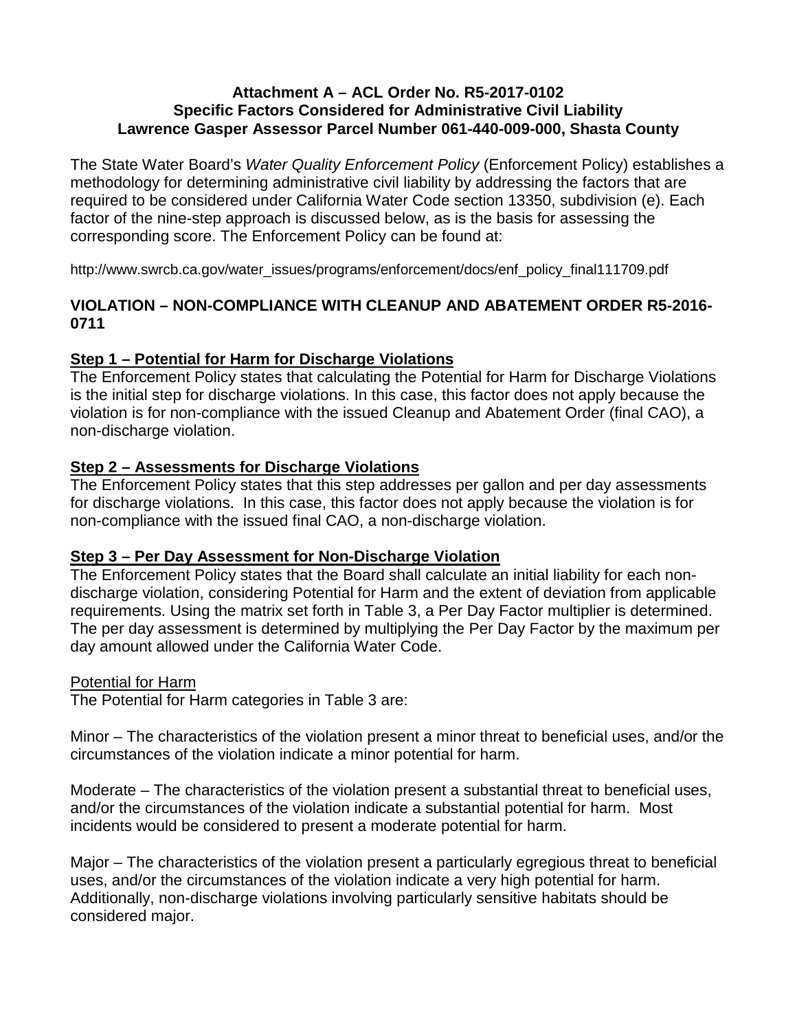**Attachment A – ACL Order No. R5-2017-0102**
**Specific Factors Considered for Administrative Civil Liability**
**Lawrence Gasper Assessor Parcel Number 061-440-009-000, Shasta County**

The State Water Board's *Water Quality Enforcement Policy* (Enforcement Policy) establishes a methodology for determining administrative civil liability by addressing the factors that are required to be considered under California Water Code section 13350, subdivision (e). Each factor of the nine-step approach is discussed below, as is the basis for assessing the corresponding score. The Enforcement Policy can be found at:

http://www.swrcb.ca.gov/water_issues/programs/enforcement/docs/enf_policy_final111709.pdf

## VIOLATION – NON-COMPLIANCE WITH CLEANUP AND ABATEMENT ORDER R5-2016-0711

### Step 1 – Potential for Harm for Discharge Violations

The Enforcement Policy states that calculating the Potential for Harm for Discharge Violations is the initial step for discharge violations. In this case, this factor does not apply because the violation is for non-compliance with the issued Cleanup and Abatement Order (final CAO), a non-discharge violation.

### Step 2 – Assessments for Discharge Violations

The Enforcement Policy states that this step addresses per gallon and per day assessments for discharge violations. In this case, this factor does not apply because the violation is for non-compliance with the issued final CAO, a non-discharge violation.

### Step 3 – Per Day Assessment for Non-Discharge Violation

The Enforcement Policy states that the Board shall calculate an initial liability for each non-discharge violation, considering Potential for Harm and the extent of deviation from applicable requirements. Using the matrix set forth in Table 3, a Per Day Factor multiplier is determined. The per day assessment is determined by multiplying the Per Day Factor by the maximum per day amount allowed under the California Water Code.

Potential for Harm

The Potential for Harm categories in Table 3 are:

Minor – The characteristics of the violation present a minor threat to beneficial uses, and/or the circumstances of the violation indicate a minor potential for harm.

Moderate – The characteristics of the violation present a substantial threat to beneficial uses, and/or the circumstances of the violation indicate a substantial potential for harm. Most incidents would be considered to present a moderate potential for harm.

Major – The characteristics of the violation present a particularly egregious threat to beneficial uses, and/or the circumstances of the violation indicate a very high potential for harm. Additionally, non-discharge violations involving particularly sensitive habitats should be considered major.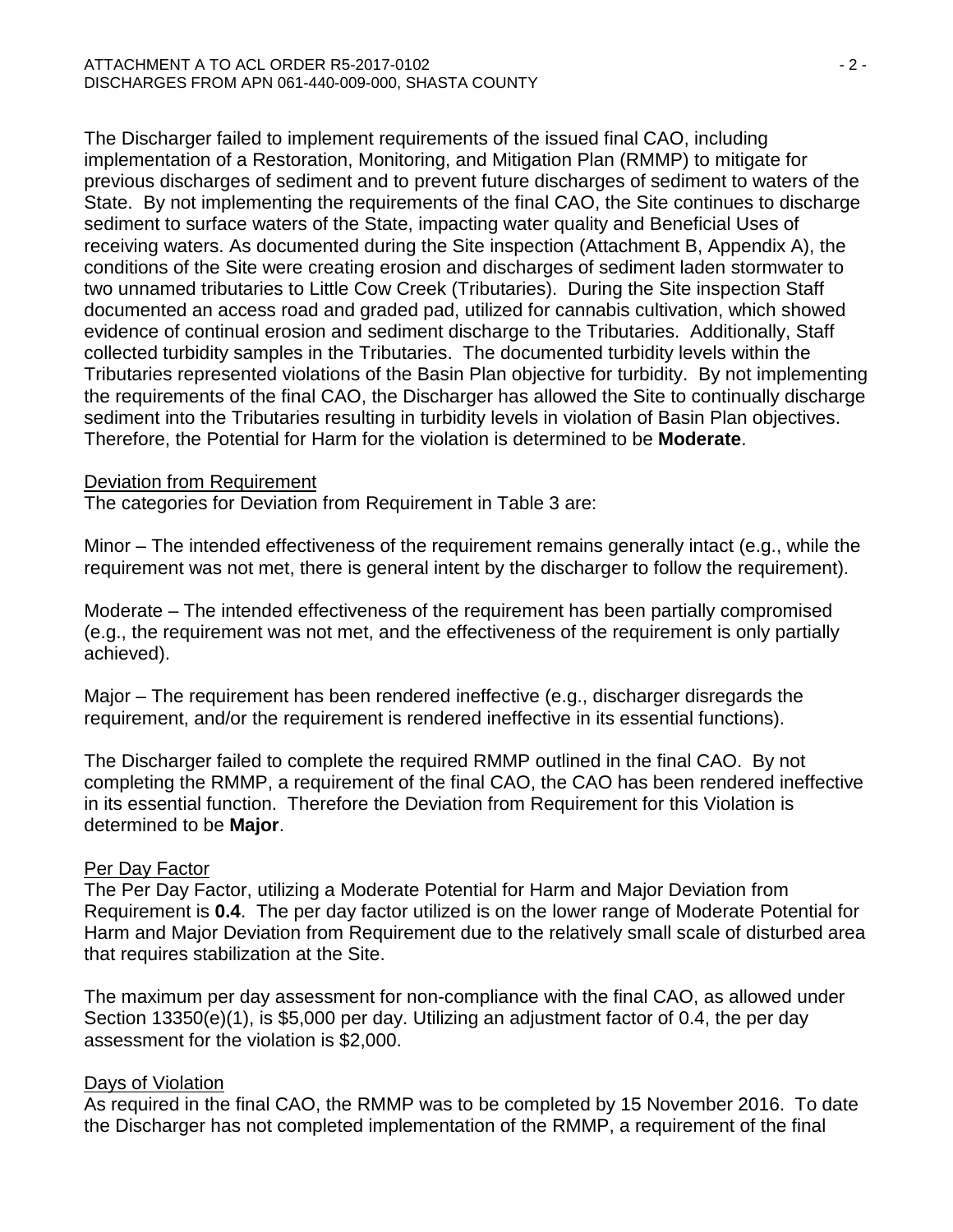The Discharger failed to implement requirements of the issued final CAO, including implementation of a Restoration, Monitoring, and Mitigation Plan (RMMP) to mitigate for previous discharges of sediment and to prevent future discharges of sediment to waters of the State. By not implementing the requirements of the final CAO, the Site continues to discharge sediment to surface waters of the State, impacting water quality and Beneficial Uses of receiving waters. As documented during the Site inspection (Attachment B, Appendix A), the conditions of the Site were creating erosion and discharges of sediment laden stormwater to two unnamed tributaries to Little Cow Creek (Tributaries). During the Site inspection Staff documented an access road and graded pad, utilized for cannabis cultivation, which showed evidence of continual erosion and sediment discharge to the Tributaries. Additionally, Staff collected turbidity samples in the Tributaries. The documented turbidity levels within the Tributaries represented violations of the Basin Plan objective for turbidity. By not implementing the requirements of the final CAO, the Discharger has allowed the Site to continually discharge sediment into the Tributaries resulting in turbidity levels in violation of Basin Plan objectives. Therefore, the Potential for Harm for the violation is determined to be **Moderate**.

Deviation from Requirement

The categories for Deviation from Requirement in Table 3 are:

Minor – The intended effectiveness of the requirement remains generally intact (e.g., while the requirement was not met, there is general intent by the discharger to follow the requirement).

Moderate – The intended effectiveness of the requirement has been partially compromised (e.g., the requirement was not met, and the effectiveness of the requirement is only partially achieved).

Major – The requirement has been rendered ineffective (e.g., discharger disregards the requirement, and/or the requirement is rendered ineffective in its essential functions).

The Discharger failed to complete the required RMMP outlined in the final CAO. By not completing the RMMP, a requirement of the final CAO, the CAO has been rendered ineffective in its essential function. Therefore the Deviation from Requirement for this Violation is determined to be **Major**.

Per Day Factor

The Per Day Factor, utilizing a Moderate Potential for Harm and Major Deviation from Requirement is **0.4**. The per day factor utilized is on the lower range of Moderate Potential for Harm and Major Deviation from Requirement due to the relatively small scale of disturbed area that requires stabilization at the Site.

The maximum per day assessment for non-compliance with the final CAO, as allowed under Section 13350(e)(1), is $5,000 per day. Utilizing an adjustment factor of 0.4, the per day assessment for the violation is $2,000.

Days of Violation

As required in the final CAO, the RMMP was to be completed by 15 November 2016. To date the Discharger has not completed implementation of the RMMP, a requirement of the final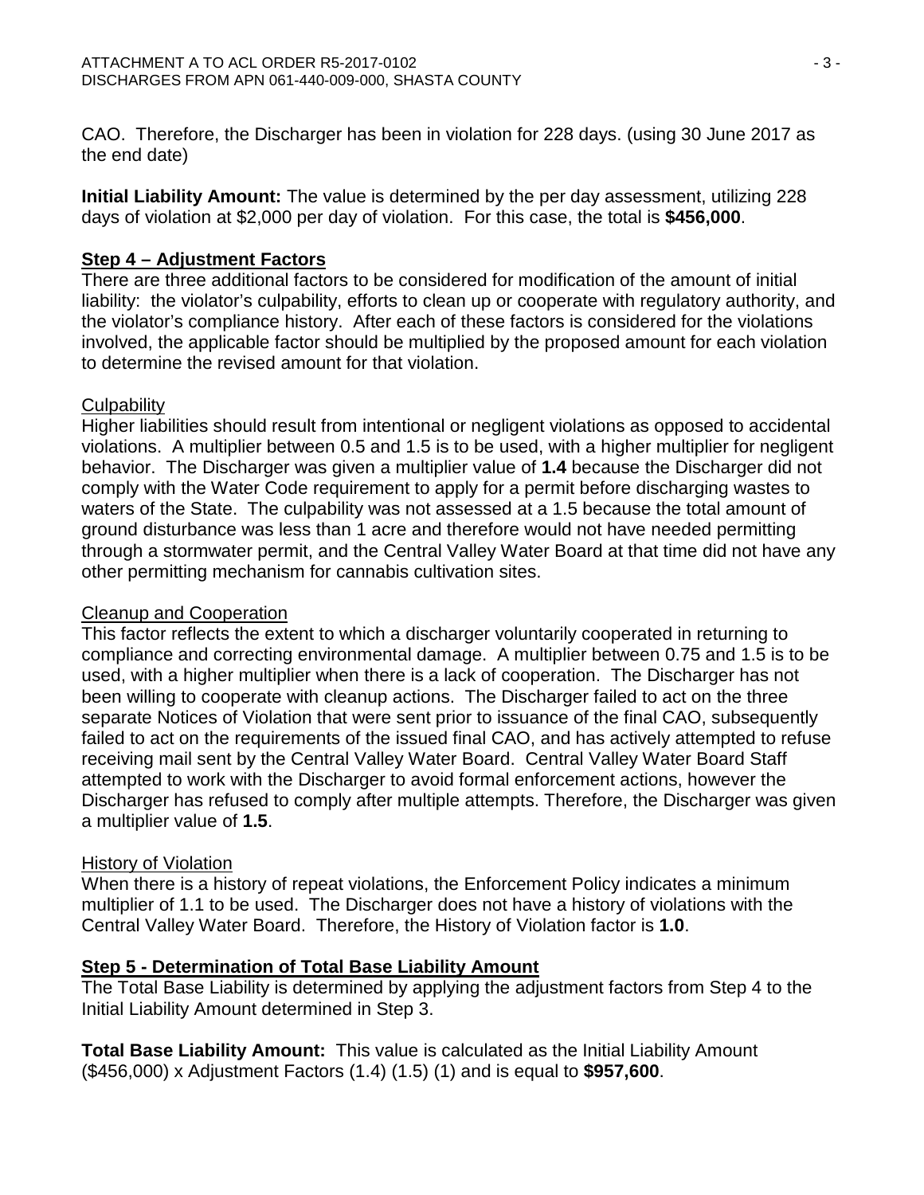CAO. Therefore, the Discharger has been in violation for 228 days. (using 30 June 2017 as the end date)

**Initial Liability Amount:** The value is determined by the per day assessment, utilizing 228 days of violation at $2,000 per day of violation. For this case, the total is **$456,000**.

## Step 4 – Adjustment Factors

There are three additional factors to be considered for modification of the amount of initial liability: the violator's culpability, efforts to clean up or cooperate with regulatory authority, and the violator's compliance history. After each of these factors is considered for the violations involved, the applicable factor should be multiplied by the proposed amount for each violation to determine the revised amount for that violation.

### Culpability

Higher liabilities should result from intentional or negligent violations as opposed to accidental violations. A multiplier between 0.5 and 1.5 is to be used, with a higher multiplier for negligent behavior. The Discharger was given a multiplier value of **1.4** because the Discharger did not comply with the Water Code requirement to apply for a permit before discharging wastes to waters of the State. The culpability was not assessed at a 1.5 because the total amount of ground disturbance was less than 1 acre and therefore would not have needed permitting through a stormwater permit, and the Central Valley Water Board at that time did not have any other permitting mechanism for cannabis cultivation sites.

### Cleanup and Cooperation

This factor reflects the extent to which a discharger voluntarily cooperated in returning to compliance and correcting environmental damage. A multiplier between 0.75 and 1.5 is to be used, with a higher multiplier when there is a lack of cooperation. The Discharger has not been willing to cooperate with cleanup actions. The Discharger failed to act on the three separate Notices of Violation that were sent prior to issuance of the final CAO, subsequently failed to act on the requirements of the issued final CAO, and has actively attempted to refuse receiving mail sent by the Central Valley Water Board. Central Valley Water Board Staff attempted to work with the Discharger to avoid formal enforcement actions, however the Discharger has refused to comply after multiple attempts. Therefore, the Discharger was given a multiplier value of **1.5**.

### History of Violation

When there is a history of repeat violations, the Enforcement Policy indicates a minimum multiplier of 1.1 to be used. The Discharger does not have a history of violations with the Central Valley Water Board. Therefore, the History of Violation factor is **1.0**.

## Step 5 - Determination of Total Base Liability Amount

The Total Base Liability is determined by applying the adjustment factors from Step 4 to the Initial Liability Amount determined in Step 3.

**Total Base Liability Amount:** This value is calculated as the Initial Liability Amount ($456,000) x Adjustment Factors (1.4) (1.5) (1) and is equal to **$957,600**.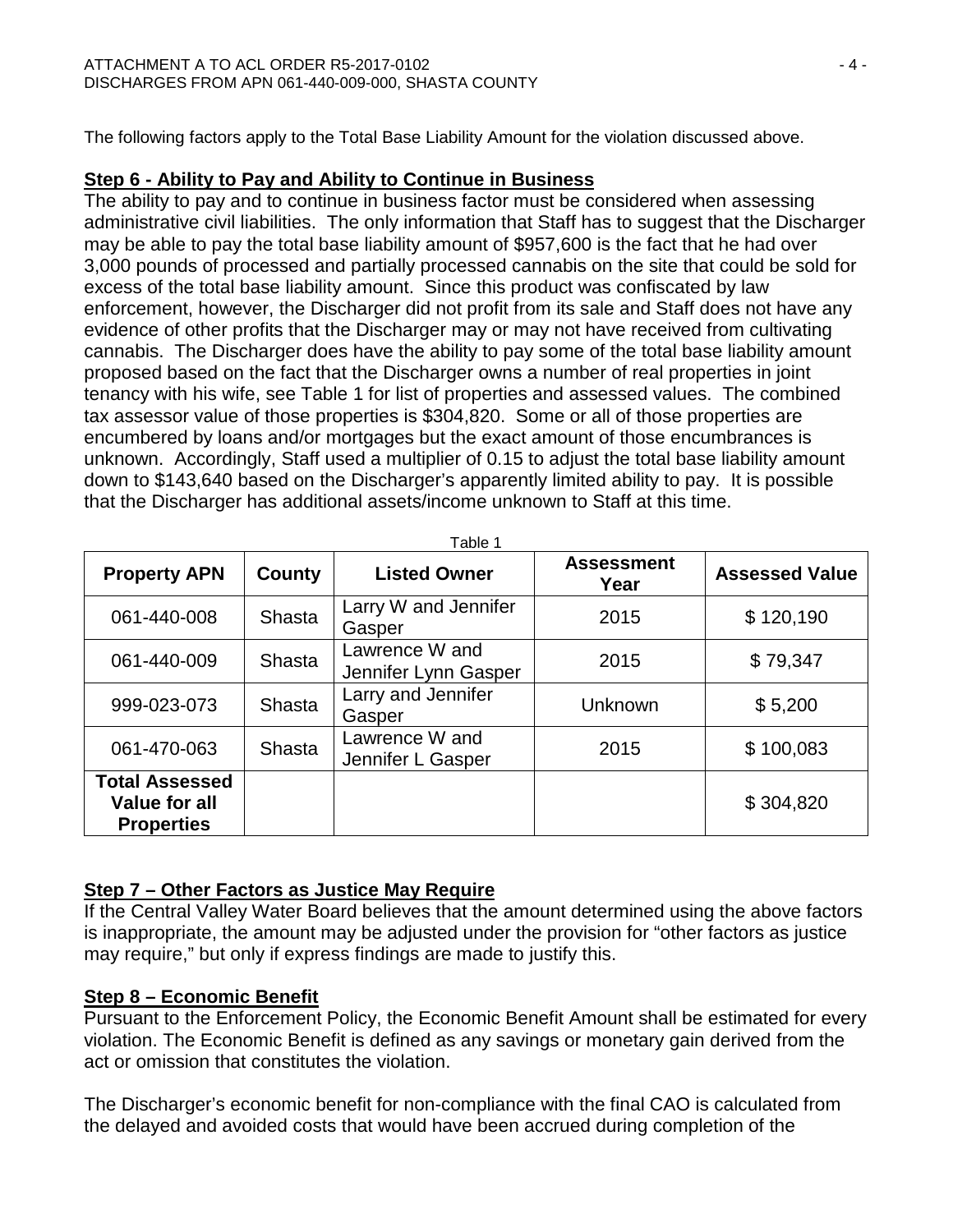The following factors apply to the Total Base Liability Amount for the violation discussed above.

**Step 6 - Ability to Pay and Ability to Continue in Business**

The ability to pay and to continue in business factor must be considered when assessing administrative civil liabilities. The only information that Staff has to suggest that the Discharger may be able to pay the total base liability amount of $957,600 is the fact that he had over 3,000 pounds of processed and partially processed cannabis on the site that could be sold for excess of the total base liability amount. Since this product was confiscated by law enforcement, however, the Discharger did not profit from its sale and Staff does not have any evidence of other profits that the Discharger may or may not have received from cultivating cannabis. The Discharger does have the ability to pay some of the total base liability amount proposed based on the fact that the Discharger owns a number of real properties in joint tenancy with his wife, see Table 1 for list of properties and assessed values. The combined tax assessor value of those properties is $304,820. Some or all of those properties are encumbered by loans and/or mortgages but the exact amount of those encumbrances is unknown. Accordingly, Staff used a multiplier of 0.15 to adjust the total base liability amount down to $143,640 based on the Discharger's apparently limited ability to pay. It is possible that the Discharger has additional assets/income unknown to Staff at this time.

Table 1

| Property APN | County | Listed Owner | Assessment Year | Assessed Value |
|---|---|---|---|---|
| 061-440-008 | Shasta | Larry W and Jennifer Gasper | 2015 | $ 120,190 |
| 061-440-009 | Shasta | Lawrence W and Jennifer Lynn Gasper | 2015 | $ 79,347 |
| 999-023-073 | Shasta | Larry and Jennifer Gasper | Unknown | $ 5,200 |
| 061-470-063 | Shasta | Lawrence W and Jennifer L Gasper | 2015 | $ 100,083 |
| **Total Assessed Value for all Properties** | | | | $ 304,820 |

**Step 7 – Other Factors as Justice May Require**

If the Central Valley Water Board believes that the amount determined using the above factors is inappropriate, the amount may be adjusted under the provision for "other factors as justice may require," but only if express findings are made to justify this.

**Step 8 – Economic Benefit**

Pursuant to the Enforcement Policy, the Economic Benefit Amount shall be estimated for every violation. The Economic Benefit is defined as any savings or monetary gain derived from the act or omission that constitutes the violation.

The Discharger's economic benefit for non-compliance with the final CAO is calculated from the delayed and avoided costs that would have been accrued during completion of the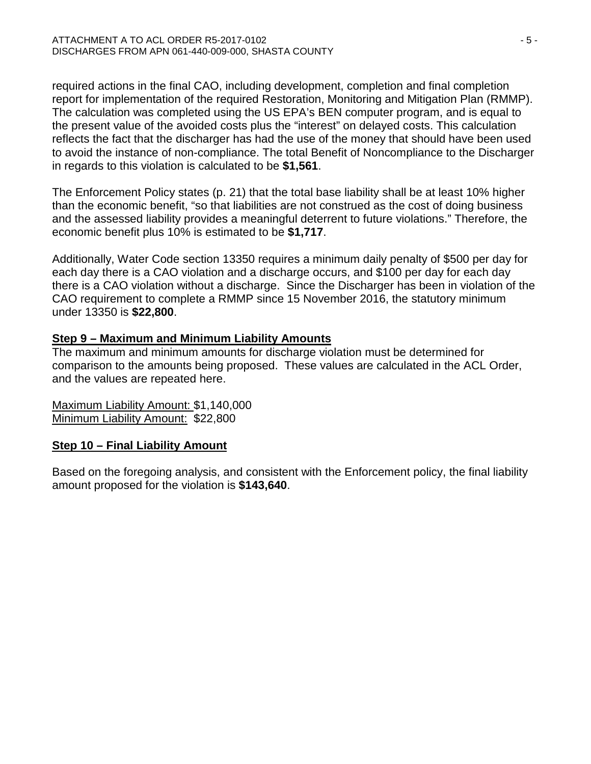required actions in the final CAO, including development, completion and final completion report for implementation of the required Restoration, Monitoring and Mitigation Plan (RMMP). The calculation was completed using the US EPA's BEN computer program, and is equal to the present value of the avoided costs plus the "interest" on delayed costs. This calculation reflects the fact that the discharger has had the use of the money that should have been used to avoid the instance of non-compliance. The total Benefit of Noncompliance to the Discharger in regards to this violation is calculated to be **$1,561**.

The Enforcement Policy states (p. 21) that the total base liability shall be at least 10% higher than the economic benefit, "so that liabilities are not construed as the cost of doing business and the assessed liability provides a meaningful deterrent to future violations." Therefore, the economic benefit plus 10% is estimated to be **$1,717**.

Additionally, Water Code section 13350 requires a minimum daily penalty of $500 per day for each day there is a CAO violation and a discharge occurs, and $100 per day for each day there is a CAO violation without a discharge. Since the Discharger has been in violation of the CAO requirement to complete a RMMP since 15 November 2016, the statutory minimum under 13350 is **$22,800**.

## Step 9 – Maximum and Minimum Liability Amounts

The maximum and minimum amounts for discharge violation must be determined for comparison to the amounts being proposed. These values are calculated in the ACL Order, and the values are repeated here.

Maximum Liability Amount: $1,140,000
Minimum Liability Amount: $22,800

## Step 10 – Final Liability Amount

Based on the foregoing analysis, and consistent with the Enforcement policy, the final liability amount proposed for the violation is **$143,640**.